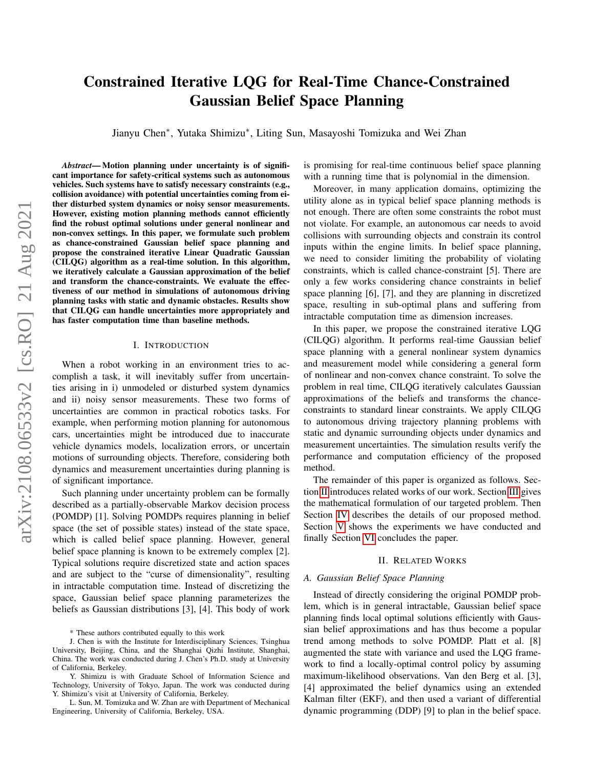# Constrained Iterative LQG for Real-Time Chance-Constrained Gaussian Belief Space Planning

Jianyu Chen*, Yutaka Shimizu*, Liting Sun, Masayoshi Tomizuka and Wei Zhan

***Abstract*— Motion planning under uncertainty is of significant importance for safety-critical systems such as autonomous vehicles. Such systems have to satisfy necessary constraints (e.g., collision avoidance) with potential uncertainties coming from either disturbed system dynamics or noisy sensor measurements. However, existing motion planning methods cannot efficiently find the robust optimal solutions under general nonlinear and non-convex settings. In this paper, we formulate such problem as chance-constrained Gaussian belief space planning and propose the constrained iterative Linear Quadratic Gaussian (CILQG) algorithm as a real-time solution. In this algorithm, we iteratively calculate a Gaussian approximation of the belief and transform the chance-constraints. We evaluate the effectiveness of our method in simulations of autonomous driving planning tasks with static and dynamic obstacles. Results show that CILQG can handle uncertainties more appropriately and has faster computation time than baseline methods.**

## I. Introduction

When a robot working in an environment tries to accomplish a task, it will inevitably suffer from uncertainties arising in i) unmodeled or disturbed system dynamics and ii) noisy sensor measurements. These two forms of uncertainties are common in practical robotics tasks. For example, when performing motion planning for autonomous cars, uncertainties might be introduced due to inaccurate vehicle dynamics models, localization errors, or uncertain motions of surrounding objects. Therefore, considering both dynamics and measurement uncertainties during planning is of significant importance.

Such planning under uncertainty problem can be formally described as a partially-observable Markov decision process (POMDP) [1]. Solving POMDPs requires planning in belief space (the set of possible states) instead of the state space, which is called belief space planning. However, general belief space planning is known to be extremely complex [2]. Typical solutions require discretized state and action spaces and are subject to the "curse of dimensionality", resulting in intractable computation time. Instead of discretizing the space, Gaussian belief space planning parameterizes the beliefs as Gaussian distributions [3], [4]. This body of work is promising for real-time continuous belief space planning with a running time that is polynomial in the dimension.

Moreover, in many application domains, optimizing the utility alone as in typical belief space planning methods is not enough. There are often some constraints the robot must not violate. For example, an autonomous car needs to avoid collisions with surrounding objects and constrain its control inputs within the engine limits. In belief space planning, we need to consider limiting the probability of violating constraints, which is called chance-constraint [5]. There are only a few works considering chance constraints in belief space planning [6], [7], and they are planning in discretized space, resulting in sub-optimal plans and suffering from intractable computation time as dimension increases.

In this paper, we propose the constrained iterative LQG (CILQG) algorithm. It performs real-time Gaussian belief space planning with a general nonlinear system dynamics and measurement model while considering a general form of nonlinear and non-convex chance constraint. To solve the problem in real time, CILQG iteratively calculates Gaussian approximations of the beliefs and transforms the chance-constraints to standard linear constraints. We apply CILQG to autonomous driving trajectory planning problems with static and dynamic surrounding objects under dynamics and measurement uncertainties. The simulation results verify the performance and computation efficiency of the proposed method.

The remainder of this paper is organized as follows. Section II introduces related works of our work. Section III gives the mathematical formulation of our targeted problem. Then Section IV describes the details of our proposed method. Section V shows the experiments we have conducted and finally Section VI concludes the paper.

## II. Related Works

### A. Gaussian Belief Space Planning

Instead of directly considering the original POMDP problem, which is in general intractable, Gaussian belief space planning finds local optimal solutions efficiently with Gaussian belief approximations and has thus become a popular trend among methods to solve POMDP. Platt et al. [8] augmented the state with variance and used the LQG framework to find a locally-optimal control policy by assuming maximum-likelihood observations. Van den Berg et al. [3], [4] approximated the belief dynamics using an extended Kalman filter (EKF), and then used a variant of differential dynamic programming (DDP) [9] to plan in the belief space.

* These authors contributed equally to this work

J. Chen is with the Institute for Interdisciplinary Sciences, Tsinghua University, Beijing, China, and the Shanghai Qizhi Institute, Shanghai, China. The work was conducted during J. Chen's Ph.D. study at University of California, Berkeley.

Y. Shimizu is with Graduate School of Information Science and Technology, University of Tokyo, Japan. The work was conducted during Y. Shimizu's visit at University of California, Berkeley.

L. Sun, M. Tomizuka and W. Zhan are with Department of Mechanical Engineering, University of California, Berkeley, USA.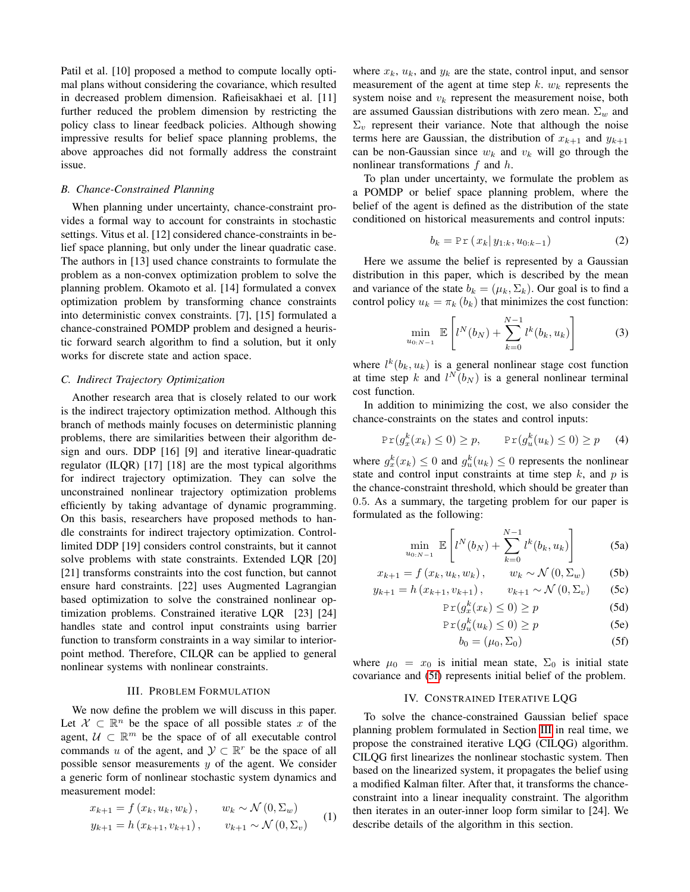Patil et al. [10] proposed a method to compute locally optimal plans without considering the covariance, which resulted in decreased problem dimension. Rafieisakhaei et al. [11] further reduced the problem dimension by restricting the policy class to linear feedback policies. Although showing impressive results for belief space planning problems, the above approaches did not formally address the constraint issue.

### B. Chance-Constrained Planning

When planning under uncertainty, chance-constraint provides a formal way to account for constraints in stochastic settings. Vitus et al. [12] considered chance-constraints in belief space planning, but only under the linear quadratic case. The authors in [13] used chance constraints to formulate the problem as a non-convex optimization problem to solve the planning problem. Okamoto et al. [14] formulated a convex optimization problem by transforming chance constraints into deterministic convex constraints. [7], [15] formulated a chance-constrained POMDP problem and designed a heuristic forward search algorithm to find a solution, but it only works for discrete state and action space.

### C. Indirect Trajectory Optimization

Another research area that is closely related to our work is the indirect trajectory optimization method. Although this branch of methods mainly focuses on deterministic planning problems, there are similarities between their algorithm design and ours. DDP [16] [9] and iterative linear-quadratic regulator (ILQR) [17] [18] are the most typical algorithms for indirect trajectory optimization. They can solve the unconstrained nonlinear trajectory optimization problems efficiently by taking advantage of dynamic programming. On this basis, researchers have proposed methods to handle constraints for indirect trajectory optimization. Control-limited DDP [19] considers control constraints, but it cannot solve problems with state constraints. Extended LQR [20] [21] transforms constraints into the cost function, but cannot ensure hard constraints. [22] uses Augmented Lagrangian based optimization to solve the constrained nonlinear optimization problems. Constrained iterative LQR [23] [24] handles state and control input constraints using barrier function to transform constraints in a way similar to interior-point method. Therefore, CILQR can be applied to general nonlinear systems with nonlinear constraints.

## III. Problem Formulation

We now define the problem we will discuss in this paper. Let $\mathcal{X} \subset \mathbb{R}^n$ be the space of all possible states $x$ of the agent, $\mathcal{U} \subset \mathbb{R}^m$ be the space of of all executable control commands $u$ of the agent, and $\mathcal{Y} \subset \mathbb{R}^r$ be the space of all possible sensor measurements $y$ of the agent. We consider a generic form of nonlinear stochastic system dynamics and measurement model:

$$
\begin{aligned}
x_{k+1} &= f\left(x_k, u_k, w_k\right), \qquad w_k \sim \mathcal{N}\left(0, \Sigma_w\right) \\
y_{k+1} &= h\left(x_{k+1}, v_{k+1}\right), \qquad v_{k+1} \sim \mathcal{N}\left(0, \Sigma_v\right)
\end{aligned} \tag{1}
$$

where $x_k$, $u_k$, and $y_k$ are the state, control input, and sensor measurement of the agent at time step $k$. $w_k$ represents the system noise and $v_k$ represent the measurement noise, both are assumed Gaussian distributions with zero mean. $\Sigma_w$ and $\Sigma_v$ represent their variance. Note that although the noise terms here are Gaussian, the distribution of $x_{k+1}$ and $y_{k+1}$ can be non-Gaussian since $w_k$ and $v_k$ will go through the nonlinear transformations $f$ and $h$.

To plan under uncertainty, we formulate the problem as a POMDP or belief space planning problem, where the belief of the agent is defined as the distribution of the state conditioned on historical measurements and control inputs:

$$
b_k = \Pr\left(x_k \middle| y_{1:k}, u_{0:k-1}\right) \tag{2}
$$

Here we assume the belief is represented by a Gaussian distribution in this paper, which is described by the mean and variance of the state $b_k = (\mu_k, \Sigma_k)$. Our goal is to find a control policy $u_k = \pi_k(b_k)$ that minimizes the cost function:

$$
\min_{u_{0:N-1}} \mathbb{E}\left[l^N(b_N) + \sum_{k=0}^{N-1} l^k(b_k, u_k)\right] \tag{3}
$$

where $l^k(b_k, u_k)$ is a general nonlinear stage cost function at time step $k$ and $l^N(b_N)$ is a general nonlinear terminal cost function.

In addition to minimizing the cost, we also consider the chance-constraints on the states and control inputs:

$$
\Pr(g_x^k(x_k) \leq 0) \geq p, \qquad \Pr(g_u^k(u_k) \leq 0) \geq p \tag{4}
$$

where $g_x^k(x_k) \leq 0$ and $g_u^k(u_k) \leq 0$ represents the nonlinear state and control input constraints at time step $k$, and $p$ is the chance-constraint threshold, which should be greater than 0.5. As a summary, the targeting problem for our paper is formulated as the following:

$$
\min_{u_{0:N-1}} \mathbb{E}\left[l^N(b_N) + \sum_{k=0}^{N-1} l^k(b_k, u_k)\right] \tag{5a}
$$

$$
x_{k+1} = f\left(x_k, u_k, w_k\right), \qquad w_k \sim \mathcal{N}\left(0, \Sigma_w\right) \tag{5b}
$$

$$
y_{k+1} = h\left(x_{k+1}, v_{k+1}\right), \qquad v_{k+1} \sim \mathcal{N}\left(0, \Sigma_v\right) \tag{5c}
$$

$$
\Pr(g_x^k(x_k) \leq 0) \geq p \tag{5d}
$$

$$
\Pr(g_u^k(u_k) \leq 0) \geq p \tag{5e}
$$

$$
b_0 = (\mu_0, \Sigma_0) \tag{5f}
$$

where $\mu_0 = x_0$ is initial mean state, $\Sigma_0$ is initial state covariance and (5f) represents initial belief of the problem.

## IV. Constrained Iterative LQG

To solve the chance-constrained Gaussian belief space planning problem formulated in Section III in real time, we propose the constrained iterative LQG (CILQG) algorithm. CILQG first linearizes the nonlinear stochastic system. Then based on the linearized system, it propagates the belief using a modified Kalman filter. After that, it transforms the chance-constraint into a linear inequality constraint. The algorithm then iterates in an outer-inner loop form similar to [24]. We describe details of the algorithm in this section.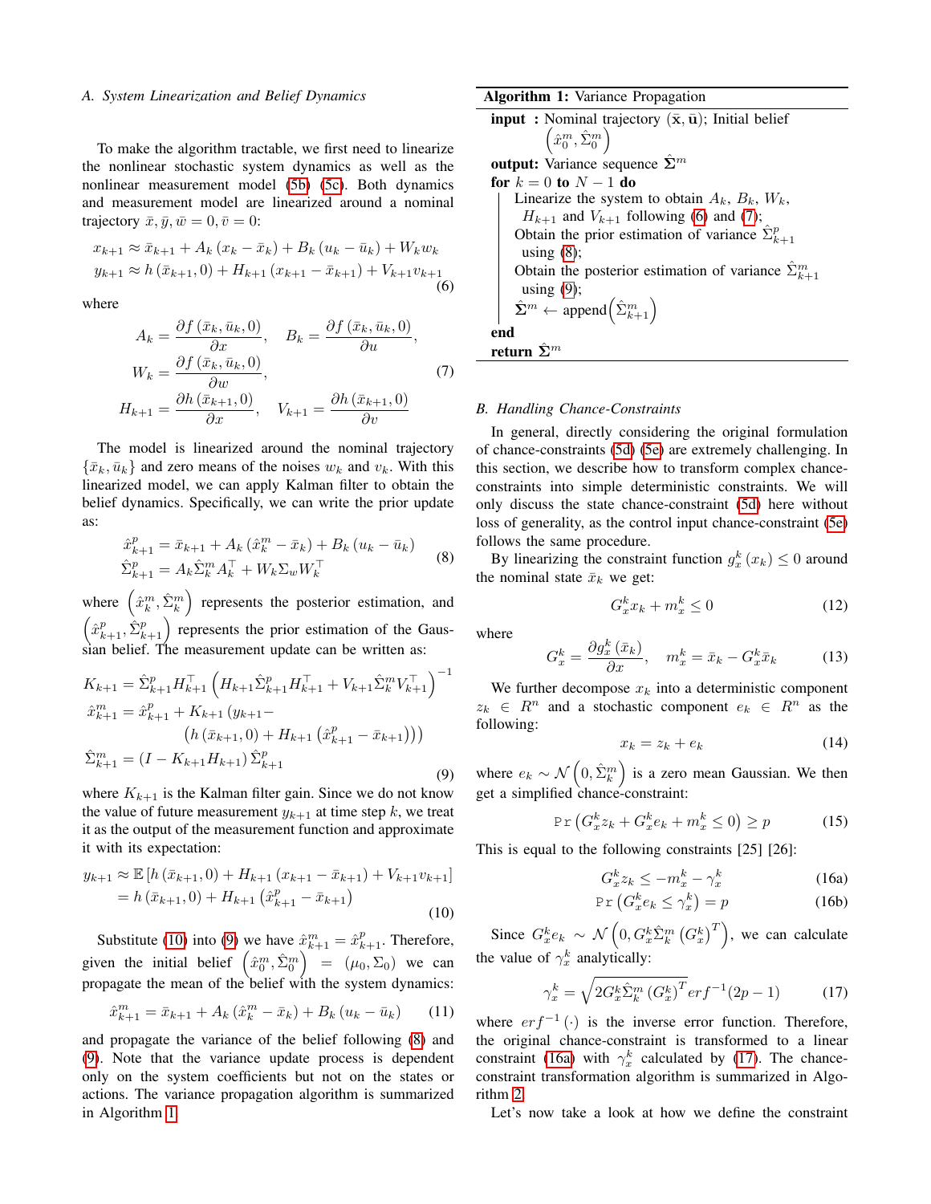### A. System Linearization and Belief Dynamics

To make the algorithm tractable, we first need to linearize the nonlinear stochastic system dynamics as well as the nonlinear measurement model (5b) (5c). Both dynamics and measurement model are linearized around a nominal trajectory $\bar{x}, \bar{y}, \bar{w} = 0, \bar{v} = 0$:

$$
\begin{aligned}
x_{k+1} &\approx \bar{x}_{k+1} + A_k (x_k - \bar{x}_k) + B_k (u_k - \bar{u}_k) + W_k w_k \\
y_{k+1} &\approx h(\bar{x}_{k+1}, 0) + H_{k+1}(x_{k+1} - \bar{x}_{k+1}) + V_{k+1} v_{k+1}
\end{aligned} \tag{6}
$$

where

$$
\begin{aligned}
A_k &= \frac{\partial f(\bar{x}_k, \bar{u}_k, 0)}{\partial x}, \quad B_k = \frac{\partial f(\bar{x}_k, \bar{u}_k, 0)}{\partial u}, \\
W_k &= \frac{\partial f(\bar{x}_k, \bar{u}_k, 0)}{\partial w}, \\
H_{k+1} &= \frac{\partial h(\bar{x}_{k+1}, 0)}{\partial x}, \quad V_{k+1} = \frac{\partial h(\bar{x}_{k+1}, 0)}{\partial v}
\end{aligned} \tag{7}
$$

The model is linearized around the nominal trajectory $\{\bar{x}_k, \bar{u}_k\}$ and zero means of the noises $w_k$ and $v_k$. With this linearized model, we can apply Kalman filter to obtain the belief dynamics. Specifically, we can write the prior update as:

$$
\begin{aligned}
\hat{x}^p_{k+1} &= \bar{x}_{k+1} + A_k (\hat{x}^m_k - \bar{x}_k) + B_k (u_k - \bar{u}_k) \\
\hat{\Sigma}^p_{k+1} &= A_k \hat{\Sigma}^m_k A_k^\top + W_k \Sigma_w W_k^\top
\end{aligned} \tag{8}
$$

where $\left(\hat{x}^m_k, \hat{\Sigma}^m_k\right)$ represents the posterior estimation, and $\left(\hat{x}^p_{k+1}, \hat{\Sigma}^p_{k+1}\right)$ represents the prior estimation of the Gaussian belief. The measurement update can be written as:

$$
\begin{aligned}
K_{k+1} &= \hat{\Sigma}^p_{k+1} H_{k+1}^\top \left( H_{k+1} \hat{\Sigma}^p_{k+1} H_{k+1}^\top + V_{k+1} \hat{\Sigma}^m_k V_{k+1}^\top \right)^{-1} \\
\hat{x}^m_{k+1} &= \hat{x}^p_{k+1} + K_{k+1} \big( y_{k+1} - \\
&\qquad \left( h(\bar{x}_{k+1}, 0) + H_{k+1} \left( \hat{x}^p_{k+1} - \bar{x}_{k+1} \right) \right) \big) \\
\hat{\Sigma}^m_{k+1} &= (I - K_{k+1} H_{k+1}) \hat{\Sigma}^p_{k+1}
\end{aligned} \tag{9}
$$

where $K_{k+1}$ is the Kalman filter gain. Since we do not know the value of future measurement $y_{k+1}$ at time step $k$, we treat it as the output of the measurement function and approximate it with its expectation:

$$
\begin{aligned}
y_{k+1} &\approx \mathbb{E}\left[ h(\bar{x}_{k+1}, 0) + H_{k+1}(x_{k+1} - \bar{x}_{k+1}) + V_{k+1} v_{k+1} \right] \\
&= h(\bar{x}_{k+1}, 0) + H_{k+1} \left( \hat{x}^p_{k+1} - \bar{x}_{k+1} \right)
\end{aligned} \tag{10}
$$

Substitute (10) into (9) we have $\hat{x}^m_{k+1} = \hat{x}^p_{k+1}$. Therefore, given the initial belief $\left(\hat{x}^m_0, \hat{\Sigma}^m_0\right) = (\mu_0, \Sigma_0)$ we can propagate the mean of the belief with the system dynamics:

$$
\hat{x}^m_{k+1} = \bar{x}_{k+1} + A_k (\hat{x}^m_k - \bar{x}_k) + B_k (u_k - \bar{u}_k) \tag{11}
$$

and propagate the variance of the belief following (8) and (9). Note that the variance update process is dependent only on the system coefficients but not on the states or actions. The variance propagation algorithm is summarized in Algorithm 1.

---

**Algorithm 1:** Variance Propagation

**input :** Nominal trajectory $(\bar{\mathbf{x}}, \bar{\mathbf{u}})$; Initial belief $\left(\hat{x}^m_0, \hat{\Sigma}^m_0\right)$

**output:** Variance sequence $\hat{\mathbf{\Sigma}}^m$

**for** $k = 0$ **to** $N - 1$ **do**

  Linearize the system to obtain $A_k$, $B_k$, $W_k$, $H_{k+1}$ and $V_{k+1}$ following (6) and (7);

  Obtain the prior estimation of variance $\hat{\Sigma}^p_{k+1}$ using (8);

  Obtain the posterior estimation of variance $\hat{\Sigma}^m_{k+1}$ using (9);

  $\hat{\mathbf{\Sigma}}^m \leftarrow \text{append}\left(\hat{\Sigma}^m_{k+1}\right)$

**end**

**return** $\hat{\mathbf{\Sigma}}^m$

---

### B. Handling Chance-Constraints

In general, directly considering the original formulation of chance-constraints (5d) (5e) are extremely challenging. In this section, we describe how to transform complex chance-constraints into simple deterministic constraints. We will only discuss the state chance-constraint (5d) here without loss of generality, as the control input chance-constraint (5e) follows the same procedure.

By linearizing the constraint function $g^k_x(x_k) \leq 0$ around the nominal state $\bar{x}_k$ we get:

$$
G^k_x x_k + m^k_x \leq 0 \tag{12}
$$

where

$$
G^k_x = \frac{\partial g^k_x(\bar{x}_k)}{\partial x}, \quad m^k_x = \bar{x}_k - G^k_x \bar{x}_k \tag{13}
$$

We further decompose $x_k$ into a deterministic component $z_k \in R^n$ and a stochastic component $e_k \in R^n$ as the following:

$$
x_k = z_k + e_k \tag{14}
$$

where $e_k \sim \mathcal{N}\left(0, \hat{\Sigma}^m_k\right)$ is a zero mean Gaussian. We then get a simplified chance-constraint:

$$
\Pr\left( G^k_x z_k + G^k_x e_k + m^k_x \leq 0 \right) \geq p \tag{15}
$$

This is equal to the following constraints [25] [26]:

$$
G^k_x z_k \leq -m^k_x - \gamma^k_x \tag{16a}
$$

$$
\Pr\left( G^k_x e_k \leq \gamma^k_x \right) = p \tag{16b}
$$

Since $G^k_x e_k \sim \mathcal{N}\left(0, G^k_x \hat{\Sigma}^m_k \left(G^k_x\right)^T\right)$, we can calculate the value of $\gamma^k_x$ analytically:

$$
\gamma^k_x = \sqrt{2 G^k_x \hat{\Sigma}^m_k \left(G^k_x\right)^T} erf^{-1}(2p - 1) \tag{17}
$$

where $erf^{-1}(\cdot)$ is the inverse error function. Therefore, the original chance-constraint is transformed to a linear constraint (16a) with $\gamma^k_x$ calculated by (17). The chance-constraint transformation algorithm is summarized in Algorithm 2.

Let's now take a look at how we define the constraint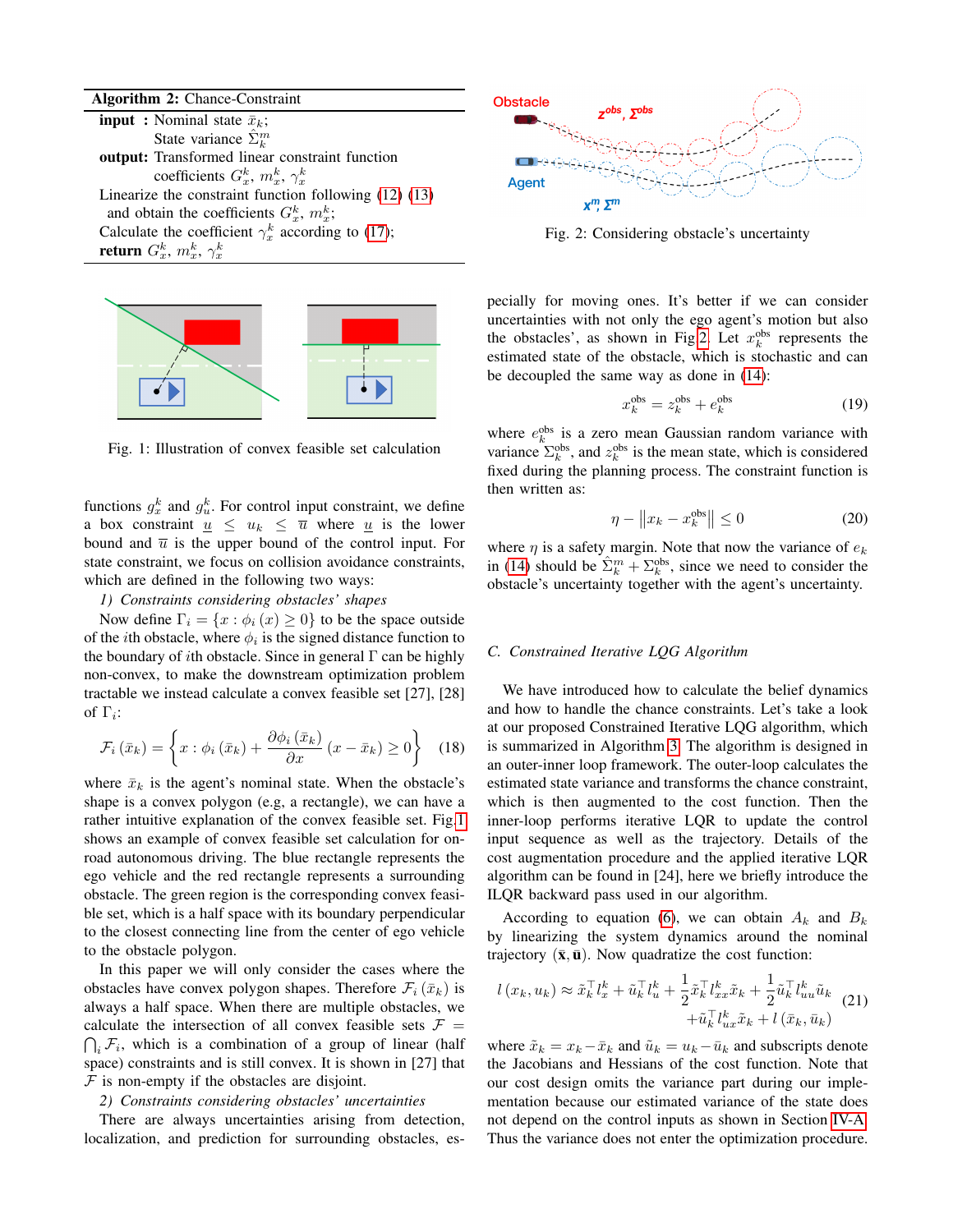**Algorithm 2:** Chance-Constraint

**input :** Nominal state $\bar{x}_k$;
State variance $\hat{\Sigma}^m_k$

**output:** Transformed linear constraint function coefficients $G^k_x$, $m^k_x$, $\gamma^k_x$

Linearize the constraint function following (12) (13) and obtain the coefficients $G^k_x$, $m^k_x$;
Calculate the coefficient $\gamma^k_x$ according to (17);
**return** $G^k_x$, $m^k_x$, $\gamma^k_x$

Fig. 1: Illustration of convex feasible set calculation

functions $g^k_x$ and $g^k_u$. For control input constraint, we define a box constraint $\underline{u} \le u_k \le \overline{u}$ where $\underline{u}$ is the lower bound and $\overline{u}$ is the upper bound of the control input. For state constraint, we focus on collision avoidance constraints, which are defined in the following two ways:

*1) Constraints considering obstacles' shapes*

Now define $\Gamma_i = \{x : \phi_i(x) \ge 0\}$ to be the space outside of the $i$th obstacle, where $\phi_i$ is the signed distance function to the boundary of $i$th obstacle. Since in general $\Gamma$ can be highly non-convex, to make the downstream optimization problem tractable we instead calculate a convex feasible set [27], [28] of $\Gamma_i$:

$$\mathcal{F}_i(\bar{x}_k) = \left\{ x : \phi_i(\bar{x}_k) + \frac{\partial \phi_i(\bar{x}_k)}{\partial x}(x - \bar{x}_k) \ge 0 \right\} \quad (18)$$

where $\bar{x}_k$ is the agent's nominal state. When the obstacle's shape is a convex polygon (e.g, a rectangle), we can have a rather intuitive explanation of the convex feasible set. Fig 1 shows an example of convex feasible set calculation for on-road autonomous driving. The blue rectangle represents the ego vehicle and the red rectangle represents a surrounding obstacle. The green region is the corresponding convex feasible set, which is a half space with its boundary perpendicular to the closest connecting line from the center of ego vehicle to the obstacle polygon.

In this paper we will only consider the cases where the obstacles have convex polygon shapes. Therefore $\mathcal{F}_i(\bar{x}_k)$ is always a half space. When there are multiple obstacles, we calculate the intersection of all convex feasible sets $\mathcal{F} = \bigcap_i \mathcal{F}_i$, which is a combination of a group of linear (half space) constraints and is still convex. It is shown in [27] that $\mathcal{F}$ is non-empty if the obstacles are disjoint.

*2) Constraints considering obstacles' uncertainties*

There are always uncertainties arising from detection, localization, and prediction for surrounding obstacles, especially for moving ones. It's better if we can consider uncertainties with not only the ego agent's motion but also the obstacles', as shown in Fig 2. Let $x^{\text{obs}}_k$ represents the estimated state of the obstacle, which is stochastic and can be decoupled the same way as done in (14):

Fig. 2: Considering obstacle's uncertainty

$$x^{\text{obs}}_k = z^{\text{obs}}_k + e^{\text{obs}}_k \quad (19)$$

where $e^{\text{obs}}_k$ is a zero mean Gaussian random variance with variance $\Sigma^{\text{obs}}_k$, and $z^{\text{obs}}_k$ is the mean state, which is considered fixed during the planning process. The constraint function is then written as:

$$\eta - \left\| x_k - x^{\text{obs}}_k \right\| \le 0 \quad (20)$$

where $\eta$ is a safety margin. Note that now the variance of $e_k$ in (14) should be $\hat{\Sigma}^m_k + \Sigma^{\text{obs}}_k$, since we need to consider the obstacle's uncertainty together with the agent's uncertainty.

### C. Constrained Iterative LQG Algorithm

We have introduced how to calculate the belief dynamics and how to handle the chance constraints. Let's take a look at our proposed Constrained Iterative LQG algorithm, which is summarized in Algorithm 3. The algorithm is designed in an outer-inner loop framework. The outer-loop calculates the estimated state variance and transforms the chance constraint, which is then augmented to the cost function. Then the inner-loop performs iterative LQR to update the control input sequence as well as the trajectory. Details of the cost augmentation procedure and the applied iterative LQR algorithm can be found in [24], here we briefly introduce the ILQR backward pass used in our algorithm.

According to equation (6), we can obtain $A_k$ and $B_k$ by linearizing the system dynamics around the nominal trajectory $(\bar{\mathbf{x}}, \bar{\mathbf{u}})$. Now quadratize the cost function:

$$\begin{aligned} l(x_k, u_k) \approx \tilde{x}_k^\top l^k_x + \tilde{u}_k^\top l^k_u + \frac{1}{2}\tilde{x}_k^\top l^k_{xx}\tilde{x}_k + \frac{1}{2}\tilde{u}_k^\top l^k_{uu}\tilde{u}_k \\ + \tilde{u}_k^\top l^k_{ux}\tilde{x}_k + l(\bar{x}_k, \bar{u}_k) \end{aligned} \quad (21)$$

where $\tilde{x}_k = x_k - \bar{x}_k$ and $\tilde{u}_k = u_k - \bar{u}_k$ and subscripts denote the Jacobians and Hessians of the cost function. Note that our cost design omits the variance part during our implementation because our estimated variance of the state does not depend on the control inputs as shown in Section IV-A. Thus the variance does not enter the optimization procedure.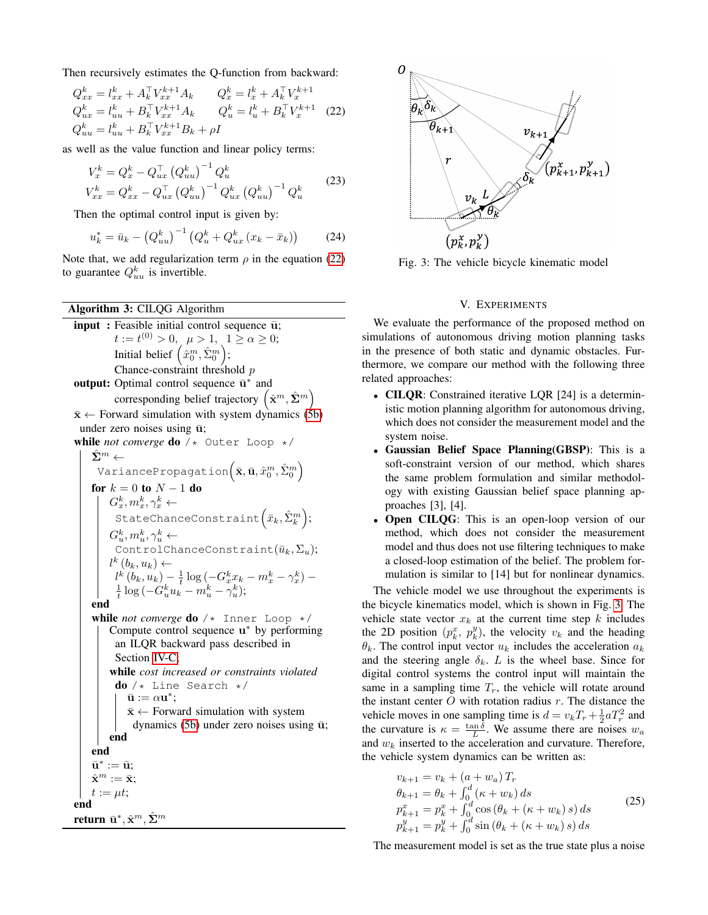Then recursively estimates the Q-function from backward:

$$
\begin{aligned}
Q_{xx}^k &= l_{xx}^k + A_k^\top V_{xx}^{k+1} A_k \qquad Q_x^k = l_x^k + A_k^\top V_x^{k+1} \\
Q_{ux}^k &= l_{uu}^k + B_k^\top V_{xx}^{k+1} A_k \qquad Q_u^k = l_u^k + B_k^\top V_x^{k+1} \\
Q_{uu}^k &= l_{uu}^k + B_k^\top V_{xx}^{k+1} B_k + \rho I
\end{aligned} \tag{22}
$$

as well as the value function and linear policy terms:

$$
\begin{aligned}
V_x^k &= Q_x^k - Q_{ux}^\top \left(Q_{uu}^k\right)^{-1} Q_u^k \\
V_{xx}^k &= Q_{xx}^k - Q_{ux}^\top \left(Q_{uu}^k\right)^{-1} Q_{ux}^k \left(Q_{uu}^k\right)^{-1} Q_u^k
\end{aligned} \tag{23}
$$

Then the optimal control input is given by:

$$
u_k^* = \bar{u}_k - \left(Q_{uu}^k\right)^{-1} \left(Q_u^k + Q_{ux}^k \left(x_k - \bar{x}_k\right)\right) \tag{24}
$$

Note that, we add regularization term $\rho$ in the equation (22) to guarantee $Q_{uu}^k$ is invertible.

**Algorithm 3:** CILQG Algorithm

```
input : Feasible initial control sequence ū;
        t := t^(0) > 0,  μ > 1,  1 ≥ α ≥ 0;
        Initial belief (x̂_0^m, Σ̂_0^m);
        Chance-constraint threshold p
output: Optimal control sequence ū* and
        corresponding belief trajectory (x̂^m, Σ̂^m)
x̄ ← Forward simulation with system dynamics (5b)
    under zero noises using ū;
while not converge do /* Outer Loop */
    Σ̂^m ← VariancePropagation(x̄, ū, x̂_0^m, Σ̂_0^m)
    for k = 0 to N − 1 do
        G_x^k, m_x^k, γ_x^k ← StateChanceConstraint(x̄_k, Σ̂_k^m);
        G_u^k, m_u^k, γ_u^k ← ControlChanceConstraint(ū_k, Σ_u);
        l^k(b_k, u_k) ←
            l^k(b_k, u_k) − (1/t) log(−G_x^k x_k − m_x^k − γ_x^k) −
            (1/t) log(−G_u^k u_k − m_u^k − γ_u^k);
    end
    while not converge do /* Inner Loop */
        Compute control sequence u* by performing
            an ILQR backward pass described in
            Section IV-C.
        while cost increased or constraints violated
        do /* Line Search */
            ū := αu*;
            x̄ ← Forward simulation with system
                dynamics (5b) under zero noises using ū;
        end
    end
    ū* := ū;
    x̂^m := x̄;
    t := μt;
end
return ū*, x̂^m, Σ̂^m
```

Fig. 3: The vehicle bicycle kinematic model

## V. Experiments

We evaluate the performance of the proposed method on simulations of autonomous driving motion planning tasks in the presence of both static and dynamic obstacles. Furthermore, we compare our method with the following three related approaches:

- **CILQR**: Constrained iterative LQR [24] is a deterministic motion planning algorithm for autonomous driving, which does not consider the measurement model and the system noise.
- **Gaussian Belief Space Planning(GBSP)**: This is a soft-constraint version of our method, which shares the same problem formulation and similar methodology with existing Gaussian belief space planning approaches [3], [4].
- **Open CILQG**: This is an open-loop version of our method, which does not consider the measurement model and thus does not use filtering techniques to make a closed-loop estimation of the belief. The problem formulation is similar to [14] but for nonlinear dynamics.

The vehicle model we use throughout the experiments is the bicycle kinematics model, which is shown in Fig. 3. The vehicle state vector $x_k$ at the current time step $k$ includes the 2D position $(p_k^x,\ p_k^y)$, the velocity $v_k$ and the heading $\theta_k$. The control input vector $u_k$ includes the acceleration $a_k$ and the steering angle $\delta_k$. $L$ is the wheel base. Since for digital control systems the control input will maintain the same in a sampling time $T_r$, the vehicle will rotate around the instant center $O$ with rotation radius $r$. The distance the vehicle moves in one sampling time is $d = v_k T_r + \frac{1}{2} a T_r^2$ and the curvature is $\kappa = \frac{\tan \delta}{L}$. We assume there are noises $w_a$ and $w_k$ inserted to the acceleration and curvature. Therefore, the vehicle system dynamics can be written as:

$$
\begin{aligned}
v_{k+1} &= v_k + \left(a + w_a\right) T_r \\
\theta_{k+1} &= \theta_k + \int_0^d \left(\kappa + w_k\right) ds \\
p_{k+1}^x &= p_k^x + \int_0^d \cos\left(\theta_k + \left(\kappa + w_k\right) s\right) ds \\
p_{k+1}^y &= p_k^y + \int_0^d \sin\left(\theta_k + \left(\kappa + w_k\right) s\right) ds
\end{aligned} \tag{25}
$$

The measurement model is set as the true state plus a noise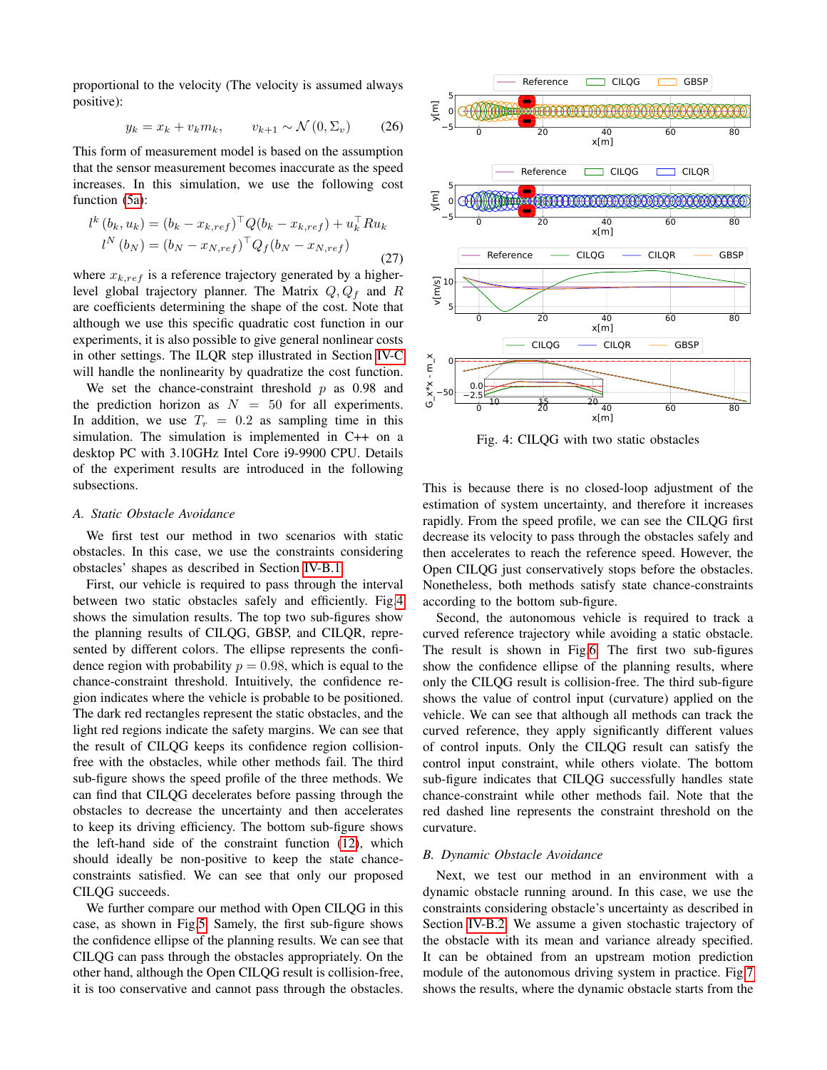proportional to the velocity (The velocity is assumed always positive):

$$y_k = x_k + v_k m_k, \qquad v_{k+1} \sim \mathcal{N}(0, \Sigma_v) \tag{26}$$

This form of measurement model is based on the assumption that the sensor measurement becomes inaccurate as the speed increases. In this simulation, we use the following cost function (5a):

$$\begin{aligned} l^k(b_k, u_k) &= (b_k - x_{k,ref})^\top Q (b_k - x_{k,ref}) + u_k^\top R u_k \\ l^N(b_N) &= (b_N - x_{N,ref})^\top Q_f (b_N - x_{N,ref}) \end{aligned} \tag{27}$$

where $x_{k,ref}$ is a reference trajectory generated by a higher-level global trajectory planner. The Matrix $Q, Q_f$ and $R$ are coefficients determining the shape of the cost. Note that although we use this specific quadratic cost function in our experiments, it is also possible to give general nonlinear costs in other settings. The ILQR step illustrated in Section IV-C will handle the nonlinearity by quadratize the cost function.

We set the chance-constraint threshold $p$ as 0.98 and the prediction horizon as $N = 50$ for all experiments. In addition, we use $T_r = 0.2$ as sampling time in this simulation. The simulation is implemented in C++ on a desktop PC with 3.10GHz Intel Core i9-9900 CPU. Details of the experiment results are introduced in the following subsections.

### A. Static Obstacle Avoidance

We first test our method in two scenarios with static obstacles. In this case, we use the constraints considering obstacles' shapes as described in Section IV-B.1

First, our vehicle is required to pass through the interval between two static obstacles safely and efficiently. Fig.4 shows the simulation results. The top two sub-figures show the planning results of CILQG, GBSP, and CILQR, represented by different colors. The ellipse represents the confidence region with probability $p = 0.98$, which is equal to the chance-constraint threshold. Intuitively, the confidence region indicates where the vehicle is probable to be positioned. The dark red rectangles represent the static obstacles, and the light red regions indicate the safety margins. We can see that the result of CILQG keeps its confidence region collision-free with the obstacles, while other methods fail. The third sub-figure shows the speed profile of the three methods. We can find that CILQG decelerates before passing through the obstacles to decrease the uncertainty and then accelerates to keep its driving efficiency. The bottom sub-figure shows the left-hand side of the constraint function (12), which should ideally be non-positive to keep the state chance-constraints satisfied. We can see that only our proposed CILQG succeeds.

We further compare our method with Open CILQG in this case, as shown in Fig.5. Samely, the first sub-figure shows the confidence ellipse of the planning results. We can see that CILQG can pass through the obstacles appropriately. On the other hand, although the Open CILQG result is collision-free, it is too conservative and cannot pass through the obstacles.

Fig. 4: CILQG with two static obstacles

This is because there is no closed-loop adjustment of the estimation of system uncertainty, and therefore it increases rapidly. From the speed profile, we can see the CILQG first decrease its velocity to pass through the obstacles safely and then accelerates to reach the reference speed. However, the Open CILQG just conservatively stops before the obstacles. Nonetheless, both methods satisfy state chance-constraints according to the bottom sub-figure.

Second, the autonomous vehicle is required to track a curved reference trajectory while avoiding a static obstacle. The result is shown in Fig.6. The first two sub-figures show the confidence ellipse of the planning results, where only the CILQG result is collision-free. The third sub-figure shows the value of control input (curvature) applied on the vehicle. We can see that although all methods can track the curved reference, they apply significantly different values of control inputs. Only the CILQG result can satisfy the control input constraint, while others violate. The bottom sub-figure indicates that CILQG successfully handles state chance-constraint while other methods fail. Note that the red dashed line represents the constraint threshold on the curvature.

### B. Dynamic Obstacle Avoidance

Next, we test our method in an environment with a dynamic obstacle running around. In this case, we use the constraints considering obstacle's uncertainty as described in Section IV-B.2. We assume a given stochastic trajectory of the obstacle with its mean and variance already specified. It can be obtained from an upstream motion prediction module of the autonomous driving system in practice. Fig.7 shows the results, where the dynamic obstacle starts from the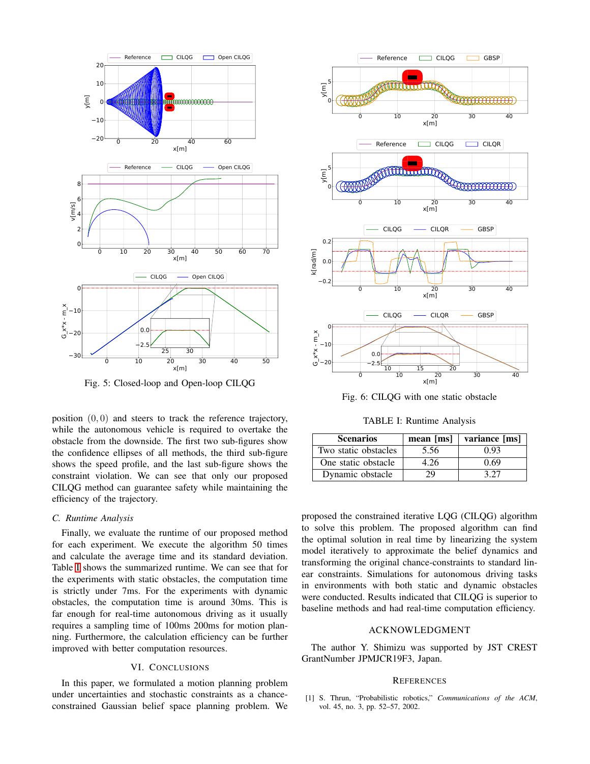Fig. 5: Closed-loop and Open-loop CILQG

Fig. 6: CILQG with one static obstacle

position $(0, 0)$ and steers to track the reference trajectory, while the autonomous vehicle is required to overtake the obstacle from the downside. The first two sub-figures show the confidence ellipses of all methods, the third sub-figure shows the speed profile, and the last sub-figure shows the constraint violation. We can see that only our proposed CILQG method can guarantee safety while maintaining the efficiency of the trajectory.

### C. Runtime Analysis

Finally, we evaluate the runtime of our proposed method for each experiment. We execute the algorithm 50 times and calculate the average time and its standard deviation. Table I shows the summarized runtime. We can see that for the experiments with static obstacles, the computation time is strictly under 7ms. For the experiments with dynamic obstacles, the computation time is around 30ms. This is far enough for real-time autonomous driving as it usually requires a sampling time of 100ms 200ms for motion planning. Furthermore, the calculation efficiency can be further improved with better computation resources.

## VI. Conclusions

In this paper, we formulated a motion planning problem under uncertainties and stochastic constraints as a chance-constrained Gaussian belief space planning problem. We proposed the constrained iterative LQG (CILQG) algorithm to solve this problem. The proposed algorithm can find the optimal solution in real time by linearizing the system model iteratively to approximate the belief dynamics and transforming the original chance-constraints to standard linear constraints. Simulations for autonomous driving tasks in environments with both static and dynamic obstacles were conducted. Results indicated that CILQG is superior to baseline methods and had real-time computation efficiency.

TABLE I: Runtime Analysis

| Scenarios | mean [ms] | variance [ms] |
|---|---|---|
| Two static obstacles | 5.56 | 0.93 |
| One static obstacle | 4.26 | 0.69 |
| Dynamic obstacle | 29 | 3.27 |

## Acknowledgment

The author Y. Shimizu was supported by JST CREST GrantNumber JPMJCR19F3, Japan.

## References

[1] S. Thrun, "Probabilistic robotics," *Communications of the ACM*, vol. 45, no. 3, pp. 52–57, 2002.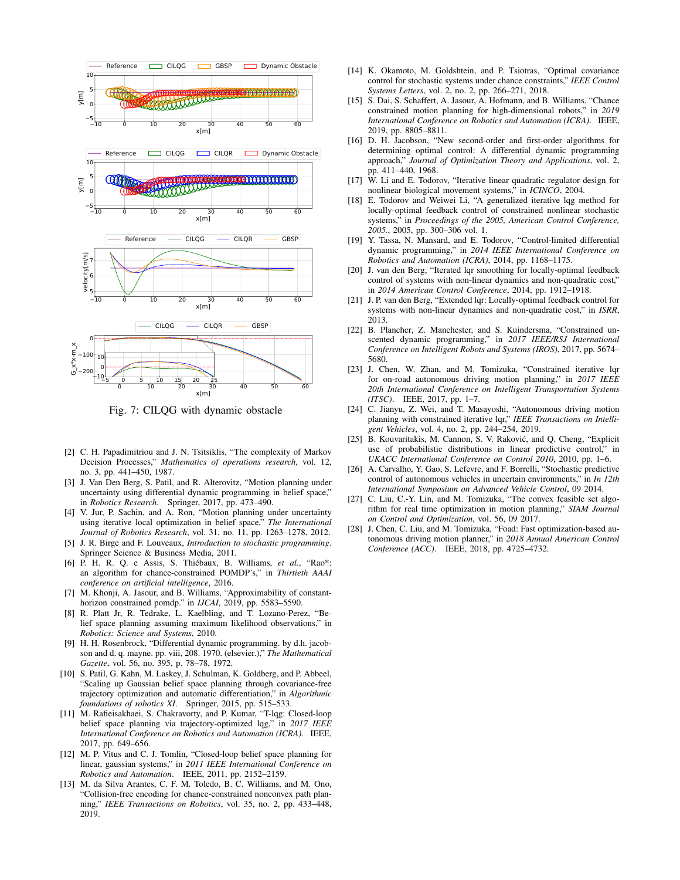Reference CILQG GBSP Dynamic Obstacle

y[m]

10
5
0
−5

−10 0 10 20 30 40 50 60

x[m]

Reference CILQG CILQR Dynamic Obstacle

y[m]

10
5
0
−5

−10 0 10 20 30 40 50 60

x[m]

Reference CILQG CILQR GBSP

velocity[m/s]

7
6
5

−10 0 10 20 30 40 50 60

x[m]

CILQG CILQR GBSP

G_x*x-m_x

0
−100
−200

10
0
−10

−5 0 5 10 15 20 25

0 10 20 30 40 50 60

x[m]

Fig. 7: CILQG with dynamic obstacle

[2] C. H. Papadimitriou and J. N. Tsitsiklis, "The complexity of Markov Decision Processes," *Mathematics of operations research*, vol. 12, no. 3, pp. 441–450, 1987.

[3] J. Van Den Berg, S. Patil, and R. Alterovitz, "Motion planning under uncertainty using differential dynamic programming in belief space," in *Robotics Research*. Springer, 2017, pp. 473–490.

[4] V. Jur, P. Sachin, and A. Ron, "Motion planning under uncertainty using iterative local optimization in belief space," *The International Journal of Robotics Research*, vol. 31, no. 11, pp. 1263–1278, 2012.

[5] J. R. Birge and F. Louveaux, *Introduction to stochastic programming*. Springer Science & Business Media, 2011.

[6] P. H. R. Q. e Assis, S. Thiébaux, B. Williams, *et al.*, "Rao*: an algorithm for chance-constrained POMDP's," in *Thirtieth AAAI conference on artificial intelligence*, 2016.

[7] M. Khonji, A. Jasour, and B. Williams, "Approximability of constant-horizon constrained pomdp." in *IJCAI*, 2019, pp. 5583–5590.

[8] R. Platt Jr, R. Tedrake, L. Kaelbling, and T. Lozano-Perez, "Belief space planning assuming maximum likelihood observations," in *Robotics: Science and Systems*, 2010.

[9] H. H. Rosenbrock, "Differential dynamic programming. by d.h. jacobson and d. q. mayne. pp. viii, 208. 1970. (elsevier.)," *The Mathematical Gazette*, vol. 56, no. 395, p. 78–78, 1972.

[10] S. Patil, G. Kahn, M. Laskey, J. Schulman, K. Goldberg, and P. Abbeel, "Scaling up Gaussian belief space planning through covariance-free trajectory optimization and automatic differentiation," in *Algorithmic foundations of robotics XI*. Springer, 2015, pp. 515–533.

[11] M. Rafieisakhaei, S. Chakravorty, and P. Kumar, "T-lqg: Closed-loop belief space planning via trajectory-optimized lqg," in *2017 IEEE International Conference on Robotics and Automation (ICRA)*. IEEE, 2017, pp. 649–656.

[12] M. P. Vitus and C. J. Tomlin, "Closed-loop belief space planning for linear, gaussian systems," in *2011 IEEE International Conference on Robotics and Automation*. IEEE, 2011, pp. 2152–2159.

[13] M. da Silva Arantes, C. F. M. Toledo, B. C. Williams, and M. Ono, "Collision-free encoding for chance-constrained nonconvex path planning," *IEEE Transactions on Robotics*, vol. 35, no. 2, pp. 433–448, 2019.

[14] K. Okamoto, M. Goldshtein, and P. Tsiotras, "Optimal covariance control for stochastic systems under chance constraints," *IEEE Control Systems Letters*, vol. 2, no. 2, pp. 266–271, 2018.

[15] S. Dai, S. Schaffert, A. Jasour, A. Hofmann, and B. Williams, "Chance constrained motion planning for high-dimensional robots," in *2019 International Conference on Robotics and Automation (ICRA)*. IEEE, 2019, pp. 8805–8811.

[16] D. H. Jacobson, "New second-order and first-order algorithms for determining optimal control: A differential dynamic programming approach," *Journal of Optimization Theory and Applications*, vol. 2, pp. 411–440, 1968.

[17] W. Li and E. Todorov, "Iterative linear quadratic regulator design for nonlinear biological movement systems," in *ICINCO*, 2004.

[18] E. Todorov and Weiwei Li, "A generalized iterative lqg method for locally-optimal feedback control of constrained nonlinear stochastic systems," in *Proceedings of the 2005, American Control Conference, 2005.*, 2005, pp. 300–306 vol. 1.

[19] Y. Tassa, N. Mansard, and E. Todorov, "Control-limited differential dynamic programming," in *2014 IEEE International Conference on Robotics and Automation (ICRA)*, 2014, pp. 1168–1175.

[20] J. van den Berg, "Iterated lqr smoothing for locally-optimal feedback control of systems with non-linear dynamics and non-quadratic cost," in *2014 American Control Conference*, 2014, pp. 1912–1918.

[21] J. P. van den Berg, "Extended lqr: Locally-optimal feedback control for systems with non-linear dynamics and non-quadratic cost," in *ISRR*, 2013.

[22] B. Plancher, Z. Manchester, and S. Kuindersma, "Constrained unscented dynamic programming," in *2017 IEEE/RSJ International Conference on Intelligent Robots and Systems (IROS)*, 2017, pp. 5674–5680.

[23] J. Chen, W. Zhan, and M. Tomizuka, "Constrained iterative lqr for on-road autonomous driving motion planning," in *2017 IEEE 20th International Conference on Intelligent Transportation Systems (ITSC)*. IEEE, 2017, pp. 1–7.

[24] C. Jianyu, Z. Wei, and T. Masayoshi, "Autonomous driving motion planning with constrained iterative lqr," *IEEE Transactions on Intelligent Vehicles*, vol. 4, no. 2, pp. 244–254, 2019.

[25] B. Kouvaritakis, M. Cannon, S. V. Raković, and Q. Cheng, "Explicit use of probabilistic distributions in linear predictive control," in *UKACC International Conference on Control 2010*, 2010, pp. 1–6.

[26] A. Carvalho, Y. Gao, S. Lefevre, and F. Borrelli, "Stochastic predictive control of autonomous vehicles in uncertain environments," in *In 12th International Symposium on Advanced Vehicle Control*, 09 2014.

[27] C. Liu, C.-Y. Lin, and M. Tomizuka, "The convex feasible set algorithm for real time optimization in motion planning," *SIAM Journal on Control and Optimization*, vol. 56, 09 2017.

[28] J. Chen, C. Liu, and M. Tomizuka, "Foad: Fast optimization-based autonomous driving motion planner," in *2018 Annual American Control Conference (ACC)*. IEEE, 2018, pp. 4725–4732.